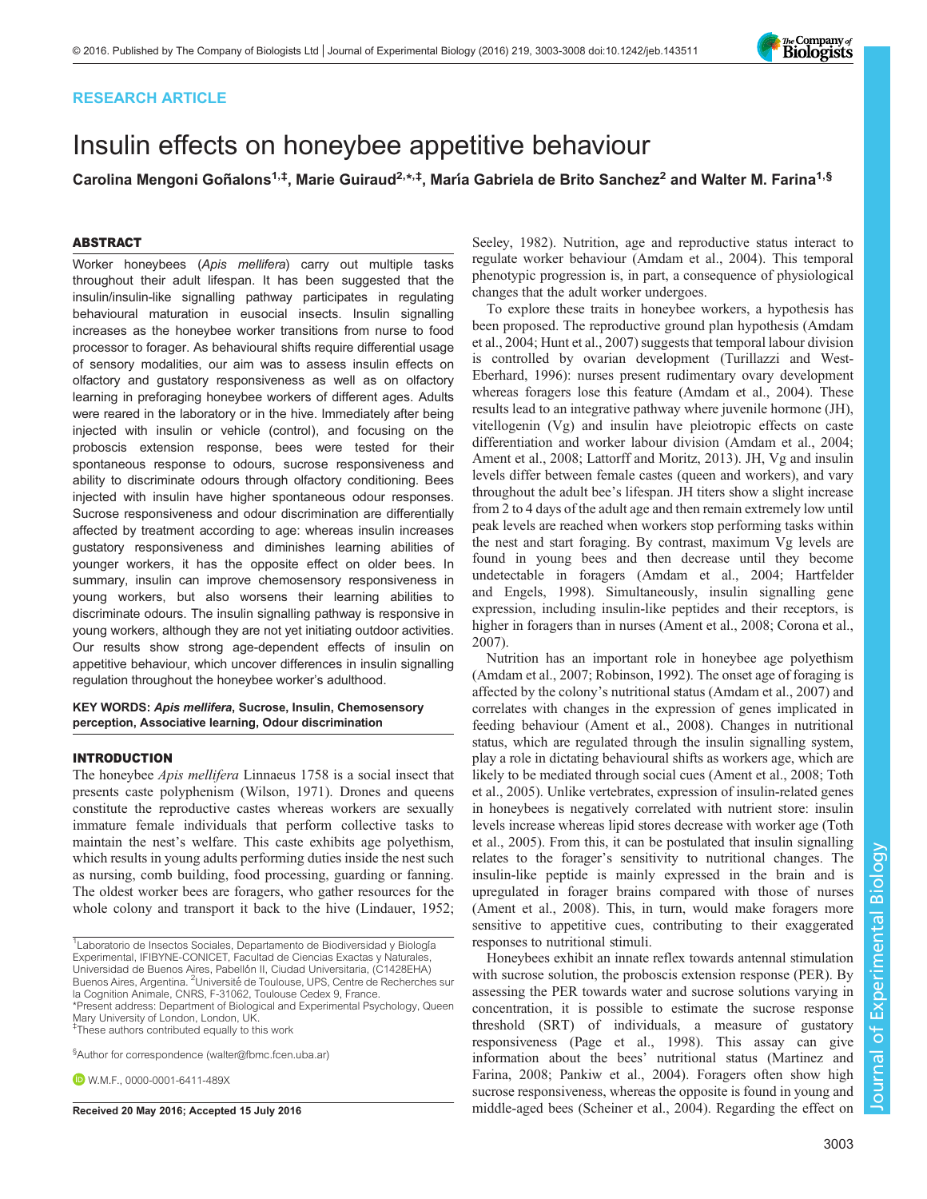RESEARCH ARTICLE

# Insulin effects on honeybee appetitive behaviour

**Carolina Mengoni Goñalons[1,‡], Marie Guiraud[2,*,‡], María Gabriela de Brito Sanchez[2] and Walter M. Farina[1,§]**

## ABSTRACT

Worker honeybees (*Apis mellifera*) carry out multiple tasks throughout their adult lifespan. It has been suggested that the insulin/insulin-like signalling pathway participates in regulating behavioural maturation in eusocial insects. Insulin signalling increases as the honeybee worker transitions from nurse to food processor to forager. As behavioural shifts require differential usage of sensory modalities, our aim was to assess insulin effects on olfactory and gustatory responsiveness as well as on olfactory learning in preforaging honeybee workers of different ages. Adults were reared in the laboratory or in the hive. Immediately after being injected with insulin or vehicle (control), and focusing on the proboscis extension response, bees were tested for their spontaneous response to odours, sucrose responsiveness and ability to discriminate odours through olfactory conditioning. Bees injected with insulin have higher spontaneous odour responses. Sucrose responsiveness and odour discrimination are differentially affected by treatment according to age: whereas insulin increases gustatory responsiveness and diminishes learning abilities of younger workers, it has the opposite effect on older bees. In summary, insulin can improve chemosensory responsiveness in young workers, but also worsens their learning abilities to discriminate odours. The insulin signalling pathway is responsive in young workers, although they are not yet initiating outdoor activities. Our results show strong age-dependent effects of insulin on appetitive behaviour, which uncover differences in insulin signalling regulation throughout the honeybee worker's adulthood.

**KEY WORDS: *Apis mellifera*, Sucrose, Insulin, Chemosensory perception, Associative learning, Odour discrimination**

## INTRODUCTION

The honeybee *Apis mellifera* Linnaeus 1758 is a social insect that presents caste polyphenism (Wilson, 1971). Drones and queens constitute the reproductive castes whereas workers are sexually immature female individuals that perform collective tasks to maintain the nest's welfare. This caste exhibits age polyethism, which results in young adults performing duties inside the nest such as nursing, comb building, food processing, guarding or fanning. The oldest worker bees are foragers, who gather resources for the whole colony and transport it back to the hive (Lindauer, 1952; Seeley, 1982). Nutrition, age and reproductive status interact to regulate worker behaviour (Amdam et al., 2004). This temporal phenotypic progression is, in part, a consequence of physiological changes that the adult worker undergoes.

To explore these traits in honeybee workers, a hypothesis has been proposed. The reproductive ground plan hypothesis (Amdam et al., 2004; Hunt et al., 2007) suggests that temporal labour division is controlled by ovarian development (Turillazzi and West-Eberhard, 1996): nurses present rudimentary ovary development whereas foragers lose this feature (Amdam et al., 2004). These results lead to an integrative pathway where juvenile hormone (JH), vitellogenin (Vg) and insulin have pleiotropic effects on caste differentiation and worker labour division (Amdam et al., 2004; Ament et al., 2008; Lattorff and Moritz, 2013). JH, Vg and insulin levels differ between female castes (queen and workers), and vary throughout the adult bee's lifespan. JH titers show a slight increase from 2 to 4 days of the adult age and then remain extremely low until peak levels are reached when workers stop performing tasks within the nest and start foraging. By contrast, maximum Vg levels are found in young bees and then decrease until they become undetectable in foragers (Amdam et al., 2004; Hartfelder and Engels, 1998). Simultaneously, insulin signalling gene expression, including insulin-like peptides and their receptors, is higher in foragers than in nurses (Ament et al., 2008; Corona et al., 2007).

Nutrition has an important role in honeybee age polyethism (Amdam et al., 2007; Robinson, 1992). The onset age of foraging is affected by the colony's nutritional status (Amdam et al., 2007) and correlates with changes in the expression of genes implicated in feeding behaviour (Ament et al., 2008). Changes in nutritional status, which are regulated through the insulin signalling system, play a role in dictating behavioural shifts as workers age, which are likely to be mediated through social cues (Ament et al., 2008; Toth et al., 2005). Unlike vertebrates, expression of insulin-related genes in honeybees is negatively correlated with nutrient store: insulin levels increase whereas lipid stores decrease with worker age (Toth et al., 2005). From this, it can be postulated that insulin signalling relates to the forager's sensitivity to nutritional changes. The insulin-like peptide is mainly expressed in the brain and is upregulated in forager brains compared with those of nurses (Ament et al., 2008). This, in turn, would make foragers more sensitive to appetitive cues, contributing to their exaggerated responses to nutritional stimuli.

Honeybees exhibit an innate reflex towards antennal stimulation with sucrose solution, the proboscis extension response (PER). By assessing the PER towards water and sucrose solutions varying in concentration, it is possible to estimate the sucrose response threshold (SRT) of individuals, a measure of gustatory responsiveness (Page et al., 1998). This assay can give information about the bees' nutritional status (Martinez and Farina, 2008; Pankiw et al., 2004). Foragers often show high sucrose responsiveness, whereas the opposite is found in young and middle-aged bees (Scheiner et al., 2004). Regarding the effect on

[1]Laboratorio de Insectos Sociales, Departamento de Biodiversidad y Biología Experimental, IFIBYNE-CONICET, Facultad de Ciencias Exactas y Naturales, Universidad de Buenos Aires, Pabellón II, Ciudad Universitaria, (C1428EHA) Buenos Aires, Argentina. [2]Université de Toulouse, UPS, Centre de Recherches sur la Cognition Animale, CNRS, F-31062, Toulouse Cedex 9, France.
*Present address: Department of Biological and Experimental Psychology, Queen Mary University of London, London, UK.
‡These authors contributed equally to this work

§Author for correspondence (walter@fbmc.fcen.uba.ar)

W.M.F., 0000-0001-6411-489X

**Received 20 May 2016; Accepted 15 July 2016**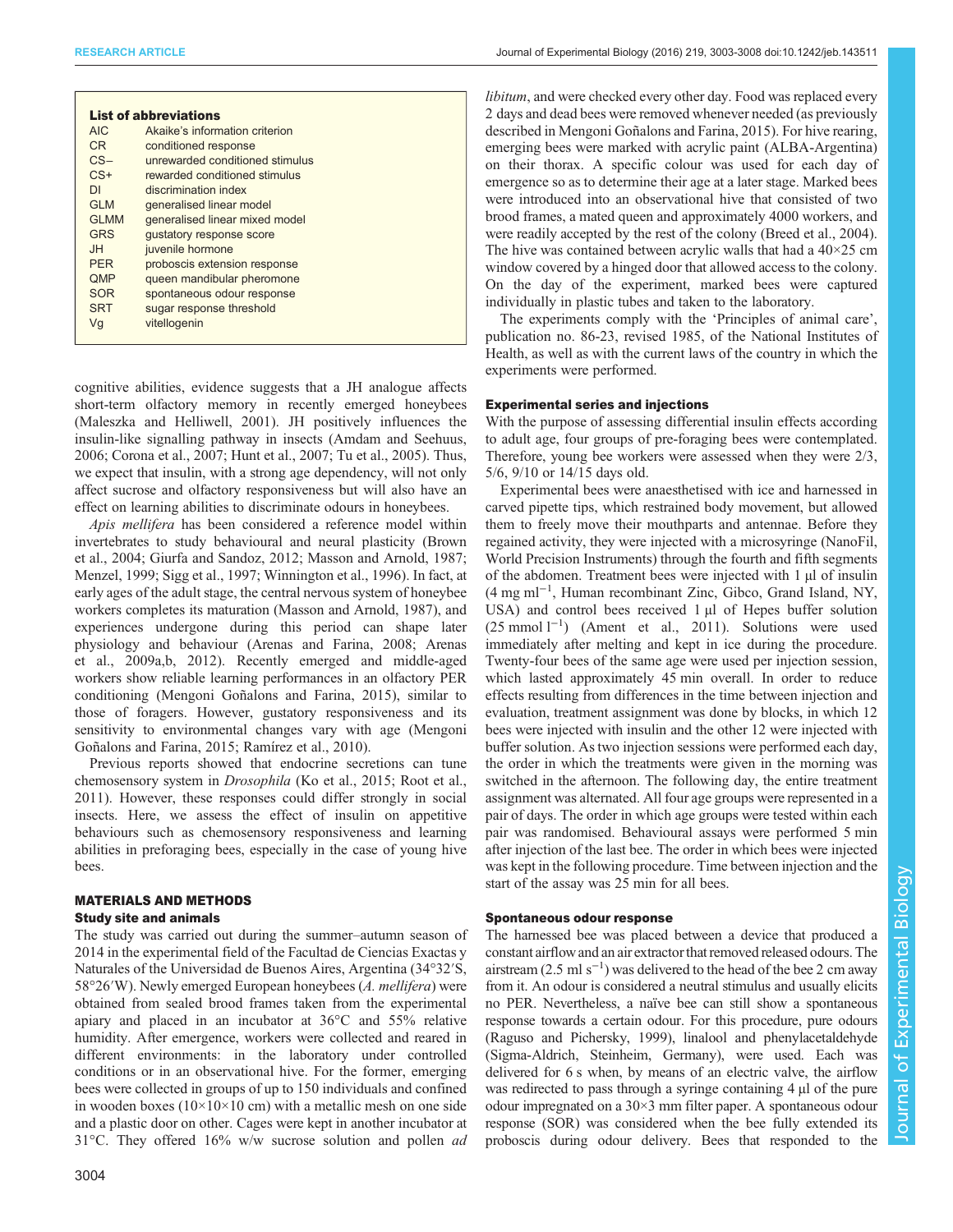**List of abbreviations**

| | |
|---|---|
| AIC | Akaike's information criterion |
| CR | conditioned response |
| CS− | unrewarded conditioned stimulus |
| CS+ | rewarded conditioned stimulus |
| DI | discrimination index |
| GLM | generalised linear model |
| GLMM | generalised linear mixed model |
| GRS | gustatory response score |
| JH | juvenile hormone |
| PER | proboscis extension response |
| QMP | queen mandibular pheromone |
| SOR | spontaneous odour response |
| SRT | sugar response threshold |
| Vg | vitellogenin |

cognitive abilities, evidence suggests that a JH analogue affects short-term olfactory memory in recently emerged honeybees (Maleszka and Helliwell, 2001). JH positively influences the insulin-like signalling pathway in insects (Amdam and Seehuus, 2006; Corona et al., 2007; Hunt et al., 2007; Tu et al., 2005). Thus, we expect that insulin, with a strong age dependency, will not only affect sucrose and olfactory responsiveness but will also have an effect on learning abilities to discriminate odours in honeybees.

*Apis mellifera* has been considered a reference model within invertebrates to study behavioural and neural plasticity (Brown et al., 2004; Giurfa and Sandoz, 2012; Masson and Arnold, 1987; Menzel, 1999; Sigg et al., 1997; Winnington et al., 1996). In fact, at early ages of the adult stage, the central nervous system of honeybee workers completes its maturation (Masson and Arnold, 1987), and experiences undergone during this period can shape later physiology and behaviour (Arenas and Farina, 2008; Arenas et al., 2009a,b, 2012). Recently emerged and middle-aged workers show reliable learning performances in an olfactory PER conditioning (Mengoni Goñalons and Farina, 2015), similar to those of foragers. However, gustatory responsiveness and its sensitivity to environmental changes vary with age (Mengoni Goñalons and Farina, 2015; Ramírez et al., 2010).

Previous reports showed that endocrine secretions can tune chemosensory system in *Drosophila* (Ko et al., 2015; Root et al., 2011). However, these responses could differ strongly in social insects. Here, we assess the effect of insulin on appetitive behaviours such as chemosensory responsiveness and learning abilities in preforaging bees, especially in the case of young hive bees.

## MATERIALS AND METHODS

### Study site and animals

The study was carried out during the summer–autumn season of 2014 in the experimental field of the Facultad de Ciencias Exactas y Naturales of the Universidad de Buenos Aires, Argentina (34°32′S, 58°26′W). Newly emerged European honeybees (*A. mellifera*) were obtained from sealed brood frames taken from the experimental apiary and placed in an incubator at 36°C and 55% relative humidity. After emergence, workers were collected and reared in different environments: in the laboratory under controlled conditions or in an observational hive. For the former, emerging bees were collected in groups of up to 150 individuals and confined in wooden boxes (10×10×10 cm) with a metallic mesh on one side and a plastic door on other. Cages were kept in another incubator at 31°C. They offered 16% w/w sucrose solution and pollen *ad libitum*, and were checked every other day. Food was replaced every 2 days and dead bees were removed whenever needed (as previously described in Mengoni Goñalons and Farina, 2015). For hive rearing, emerging bees were marked with acrylic paint (ALBA-Argentina) on their thorax. A specific colour was used for each day of emergence so as to determine their age at a later stage. Marked bees were introduced into an observational hive that consisted of two brood frames, a mated queen and approximately 4000 workers, and were readily accepted by the rest of the colony (Breed et al., 2004). The hive was contained between acrylic walls that had a 40×25 cm window covered by a hinged door that allowed access to the colony. On the day of the experiment, marked bees were captured individually in plastic tubes and taken to the laboratory.

The experiments comply with the 'Principles of animal care', publication no. 86-23, revised 1985, of the National Institutes of Health, as well as with the current laws of the country in which the experiments were performed.

### Experimental series and injections

With the purpose of assessing differential insulin effects according to adult age, four groups of pre-foraging bees were contemplated. Therefore, young bee workers were assessed when they were 2/3, 5/6, 9/10 or 14/15 days old.

Experimental bees were anaesthetised with ice and harnessed in carved pipette tips, which restrained body movement, but allowed them to freely move their mouthparts and antennae. Before they regained activity, they were injected with a microsyringe (NanoFil, World Precision Instruments) through the fourth and fifth segments of the abdomen. Treatment bees were injected with 1 µl of insulin (4 mg ml$^{-1}$, Human recombinant Zinc, Gibco, Grand Island, NY, USA) and control bees received 1 µl of Hepes buffer solution (25 mmol l$^{-1}$) (Ament et al., 2011). Solutions were used immediately after melting and kept in ice during the procedure. Twenty-four bees of the same age were used per injection session, which lasted approximately 45 min overall. In order to reduce effects resulting from differences in the time between injection and evaluation, treatment assignment was done by blocks, in which 12 bees were injected with insulin and the other 12 were injected with buffer solution. As two injection sessions were performed each day, the order in which the treatments were given in the morning was switched in the afternoon. The following day, the entire treatment assignment was alternated. All four age groups were represented in a pair of days. The order in which age groups were tested within each pair was randomised. Behavioural assays were performed 5 min after injection of the last bee. The order in which bees were injected was kept in the following procedure. Time between injection and the start of the assay was 25 min for all bees.

### Spontaneous odour response

The harnessed bee was placed between a device that produced a constant airflow and an air extractor that removed released odours. The airstream (2.5 ml s$^{-1}$) was delivered to the head of the bee 2 cm away from it. An odour is considered a neutral stimulus and usually elicits no PER. Nevertheless, a naïve bee can still show a spontaneous response towards a certain odour. For this procedure, pure odours (Raguso and Pichersky, 1999), linalool and phenylacetaldehyde (Sigma-Aldrich, Steinheim, Germany), were used. Each was delivered for 6 s when, by means of an electric valve, the airflow was redirected to pass through a syringe containing 4 µl of the pure odour impregnated on a 30×3 mm filter paper. A spontaneous odour response (SOR) was considered when the bee fully extended its proboscis during odour delivery. Bees that responded to the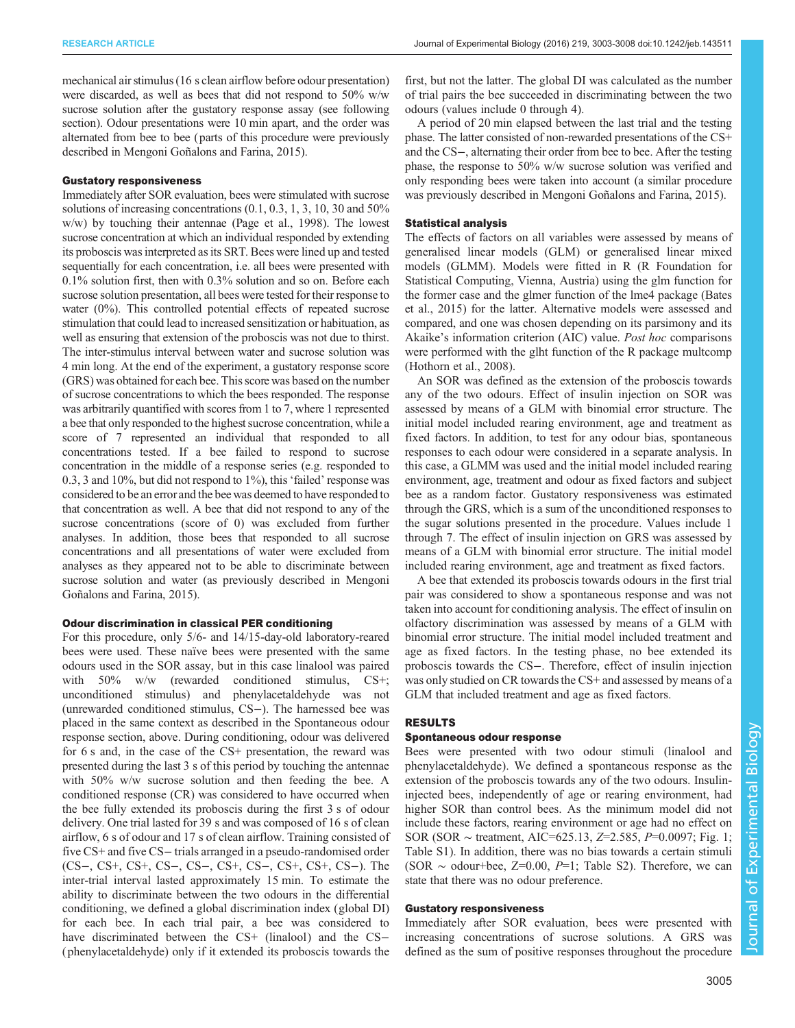mechanical air stimulus (16 s clean airflow before odour presentation) were discarded, as well as bees that did not respond to 50% w/w sucrose solution after the gustatory response assay (see following section). Odour presentations were 10 min apart, and the order was alternated from bee to bee (parts of this procedure were previously described in Mengoni Goñalons and Farina, 2015).

### Gustatory responsiveness

Immediately after SOR evaluation, bees were stimulated with sucrose solutions of increasing concentrations (0.1, 0.3, 1, 3, 10, 30 and 50% w/w) by touching their antennae (Page et al., 1998). The lowest sucrose concentration at which an individual responded by extending its proboscis was interpreted as its SRT. Bees were lined up and tested sequentially for each concentration, i.e. all bees were presented with 0.1% solution first, then with 0.3% solution and so on. Before each sucrose solution presentation, all bees were tested for their response to water (0%). This controlled potential effects of repeated sucrose stimulation that could lead to increased sensitization or habituation, as well as ensuring that extension of the proboscis was not due to thirst. The inter-stimulus interval between water and sucrose solution was 4 min long. At the end of the experiment, a gustatory response score (GRS) was obtained for each bee. This score was based on the number of sucrose concentrations to which the bees responded. The response was arbitrarily quantified with scores from 1 to 7, where 1 represented a bee that only responded to the highest sucrose concentration, while a score of 7 represented an individual that responded to all concentrations tested. If a bee failed to respond to sucrose concentration in the middle of a response series (e.g. responded to 0.3, 3 and 10%, but did not respond to 1%), this 'failed' response was considered to be an error and the bee was deemed to have responded to that concentration as well. A bee that did not respond to any of the sucrose concentrations (score of 0) was excluded from further analyses. In addition, those bees that responded to all sucrose concentrations and all presentations of water were excluded from analyses as they appeared not to be able to discriminate between sucrose solution and water (as previously described in Mengoni Goñalons and Farina, 2015).

### Odour discrimination in classical PER conditioning

For this procedure, only 5/6- and 14/15-day-old laboratory-reared bees were used. These naïve bees were presented with the same odours used in the SOR assay, but in this case linalool was paired with 50% w/w (rewarded conditioned stimulus, CS+; unconditioned stimulus) and phenylacetaldehyde was not (unrewarded conditioned stimulus, CS−). The harnessed bee was placed in the same context as described in the Spontaneous odour response section, above. During conditioning, odour was delivered for 6 s and, in the case of the CS+ presentation, the reward was presented during the last 3 s of this period by touching the antennae with 50% w/w sucrose solution and then feeding the bee. A conditioned response (CR) was considered to have occurred when the bee fully extended its proboscis during the first 3 s of odour delivery. One trial lasted for 39 s and was composed of 16 s of clean airflow, 6 s of odour and 17 s of clean airflow. Training consisted of five CS+ and five CS− trials arranged in a pseudo-randomised order (CS−, CS+, CS+, CS−, CS−, CS+, CS−, CS+, CS+, CS−). The inter-trial interval lasted approximately 15 min. To estimate the ability to discriminate between the two odours in the differential conditioning, we defined a global discrimination index (global DI) for each bee. In each trial pair, a bee was considered to have discriminated between the CS+ (linalool) and the CS− (phenylacetaldehyde) only if it extended its proboscis towards the first, but not the latter. The global DI was calculated as the number of trial pairs the bee succeeded in discriminating between the two odours (values include 0 through 4).

A period of 20 min elapsed between the last trial and the testing phase. The latter consisted of non-rewarded presentations of the CS+ and the CS−, alternating their order from bee to bee. After the testing phase, the response to 50% w/w sucrose solution was verified and only responding bees were taken into account (a similar procedure was previously described in Mengoni Goñalons and Farina, 2015).

### Statistical analysis

The effects of factors on all variables were assessed by means of generalised linear models (GLM) or generalised linear mixed models (GLMM). Models were fitted in R (R Foundation for Statistical Computing, Vienna, Austria) using the glm function for the former case and the glmer function of the lme4 package (Bates et al., 2015) for the latter. Alternative models were assessed and compared, and one was chosen depending on its parsimony and its Akaike's information criterion (AIC) value. *Post hoc* comparisons were performed with the glht function of the R package multcomp (Hothorn et al., 2008).

An SOR was defined as the extension of the proboscis towards any of the two odours. Effect of insulin injection on SOR was assessed by means of a GLM with binomial error structure. The initial model included rearing environment, age and treatment as fixed factors. In addition, to test for any odour bias, spontaneous responses to each odour were considered in a separate analysis. In this case, a GLMM was used and the initial model included rearing environment, age, treatment and odour as fixed factors and subject bee as a random factor. Gustatory responsiveness was estimated through the GRS, which is a sum of the unconditioned responses to the sugar solutions presented in the procedure. Values include 1 through 7. The effect of insulin injection on GRS was assessed by means of a GLM with binomial error structure. The initial model included rearing environment, age and treatment as fixed factors.

A bee that extended its proboscis towards odours in the first trial pair was considered to show a spontaneous response and was not taken into account for conditioning analysis. The effect of insulin on olfactory discrimination was assessed by means of a GLM with binomial error structure. The initial model included treatment and age as fixed factors. In the testing phase, no bee extended its proboscis towards the CS−. Therefore, effect of insulin injection was only studied on CR towards the CS+ and assessed by means of a GLM that included treatment and age as fixed factors.

## RESULTS

### Spontaneous odour response

Bees were presented with two odour stimuli (linalool and phenylacetaldehyde). We defined a spontaneous response as the extension of the proboscis towards any of the two odours. Insulin-injected bees, independently of age or rearing environment, had higher SOR than control bees. As the minimum model did not include these factors, rearing environment or age had no effect on SOR (SOR ~ treatment, AIC=625.13, $Z$=2.585, $P$=0.0097; Fig. 1; Table S1). In addition, there was no bias towards a certain stimuli (SOR ~ odour+bee, $Z$=0.00, $P$=1; Table S2). Therefore, we can state that there was no odour preference.

### Gustatory responsiveness

Immediately after SOR evaluation, bees were presented with increasing concentrations of sucrose solutions. A GRS was defined as the sum of positive responses throughout the procedure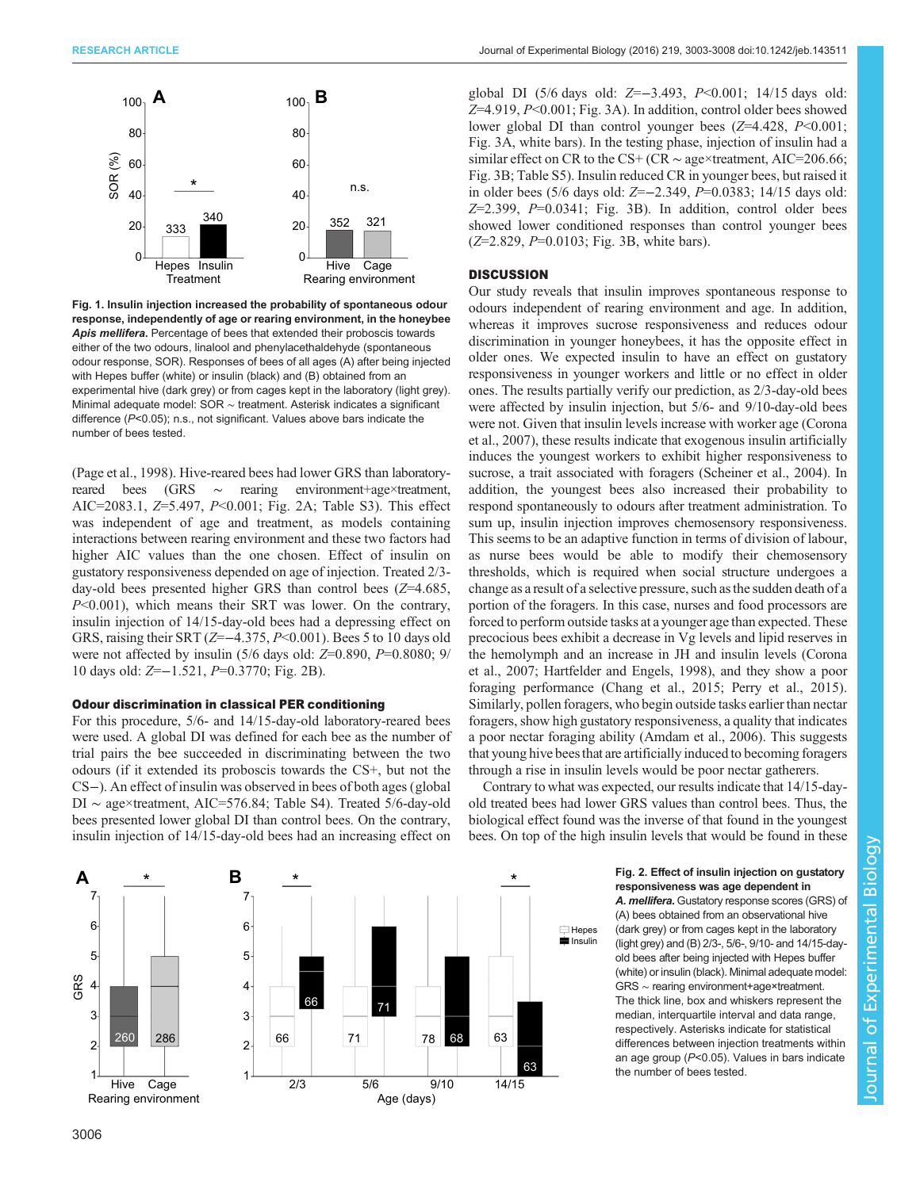Fig. 1. **Insulin injection increased the probability of spontaneous odour response, independently of age or rearing environment, in the honeybee *Apis mellifera*.** Percentage of bees that extended their proboscis towards either of the two odours, linalool and phenylacetaldehyde (spontaneous odour response, SOR). Responses of bees of all ages (A) after being injected with Hepes buffer (white) or insulin (black) and (B) obtained from an experimental hive (dark grey) or from cages kept in the laboratory (light grey). Minimal adequate model: SOR ∼ treatment. Asterisk indicates a significant difference ($P<0.05$); n.s., not significant. Values above bars indicate the number of bees tested.

(Page et al., 1998). Hive-reared bees had lower GRS than laboratory-reared bees (GRS ∼ rearing environment+age×treatment, AIC=2083.1, $Z=5.497$, $P<0.001$; Fig. 2A; Table S3). This effect was independent of age and treatment, as models containing interactions between rearing environment and these two factors had higher AIC values than the one chosen. Effect of insulin on gustatory responsiveness depended on age of injection. Treated 2/3-day-old bees presented higher GRS than control bees ($Z=4.685$, $P<0.001$), which means their SRT was lower. On the contrary, insulin injection of 14/15-day-old bees had a depressing effect on GRS, raising their SRT ($Z=-4.375$, $P<0.001$). Bees 5 to 10 days old were not affected by insulin (5/6 days old: $Z=0.890$, $P=0.8080$; 9/10 days old: $Z=-1.521$, $P=0.3770$; Fig. 2B).

### Odour discrimination in classical PER conditioning

For this procedure, 5/6- and 14/15-day-old laboratory-reared bees were used. A global DI was defined for each bee as the number of trial pairs the bee succeeded in discriminating between the two odours (if it extended its proboscis towards the CS+, but not the CS−). An effect of insulin was observed in bees of both ages (global DI ∼ age×treatment, AIC=576.84; Table S4). Treated 5/6-day-old bees presented lower global DI than control bees. On the contrary, insulin injection of 14/15-day-old bees had an increasing effect on global DI (5/6 days old: $Z=-3.493$, $P<0.001$; 14/15 days old: $Z=4.919$, $P<0.001$; Fig. 3A). In addition, control older bees showed lower global DI than control younger bees ($Z=4.428$, $P<0.001$; Fig. 3A, white bars). In the testing phase, injection of insulin had a similar effect on CR to the CS+ (CR ∼ age×treatment, AIC=206.66; Fig. 3B; Table S5). Insulin reduced CR in younger bees, but raised it in older bees (5/6 days old: $Z=-2.349$, $P=0.0383$; 14/15 days old: $Z=2.399$, $P=0.0341$; Fig. 3B). In addition, control older bees showed lower conditioned responses than control younger bees ($Z=2.829$, $P=0.0103$; Fig. 3B, white bars).

## DISCUSSION

Our study reveals that insulin improves spontaneous response to odours independent of rearing environment and age. In addition, whereas it improves sucrose responsiveness and reduces odour discrimination in younger honeybees, it has the opposite effect in older ones. We expected insulin to have an effect on gustatory responsiveness in younger workers and little or no effect in older ones. The results partially verify our prediction, as 2/3-day-old bees were affected by insulin injection, but 5/6- and 9/10-day-old bees were not. Given that insulin levels increase with worker age (Corona et al., 2007), these results indicate that exogenous insulin artificially induces the youngest workers to exhibit higher responsiveness to sucrose, a trait associated with foragers (Scheiner et al., 2004). In addition, the youngest bees also increased their probability to respond spontaneously to odours after treatment administration. To sum up, insulin injection improves chemosensory responsiveness. This seems to be an adaptive function in terms of division of labour, as nurse bees would be able to modify their chemosensory thresholds, which is required when social structure undergoes a change as a result of a selective pressure, such as the sudden death of a portion of the foragers. In this case, nurses and food processors are forced to perform outside tasks at a younger age than expected. These precocious bees exhibit a decrease in Vg levels and lipid reserves in the hemolymph and an increase in JH and insulin levels (Corona et al., 2007; Hartfelder and Engels, 1998), and they show a poor foraging performance (Chang et al., 2015; Perry et al., 2015). Similarly, pollen foragers, who begin outside tasks earlier than nectar foragers, show high gustatory responsiveness, a quality that indicates a poor nectar foraging ability (Amdam et al., 2006). This suggests that young hive bees that are artificially induced to becoming foragers through a rise in insulin levels would be poor nectar gatherers.

Contrary to what was expected, our results indicate that 14/15-day-old treated bees had lower GRS values than control bees. Thus, the biological effect found was the inverse of that found in the youngest bees. On top of the high insulin levels that would be found in these

Fig. 2. **Effect of insulin injection on gustatory responsiveness was age dependent in *A. mellifera*.** Gustatory response scores (GRS) of (A) bees obtained from an observational hive (dark grey) or from cages kept in the laboratory (light grey) and (B) 2/3-, 5/6-, 9/10- and 14/15-day-old bees after being injected with Hepes buffer (white) or insulin (black). Minimal adequate model: GRS ∼ rearing environment+age×treatment. The thick line, box and whiskers represent the median, interquartile interval and data range, respectively. Asterisks indicate for statistical differences between injection treatments within an age group ($P<0.05$). Values in bars indicate the number of bees tested.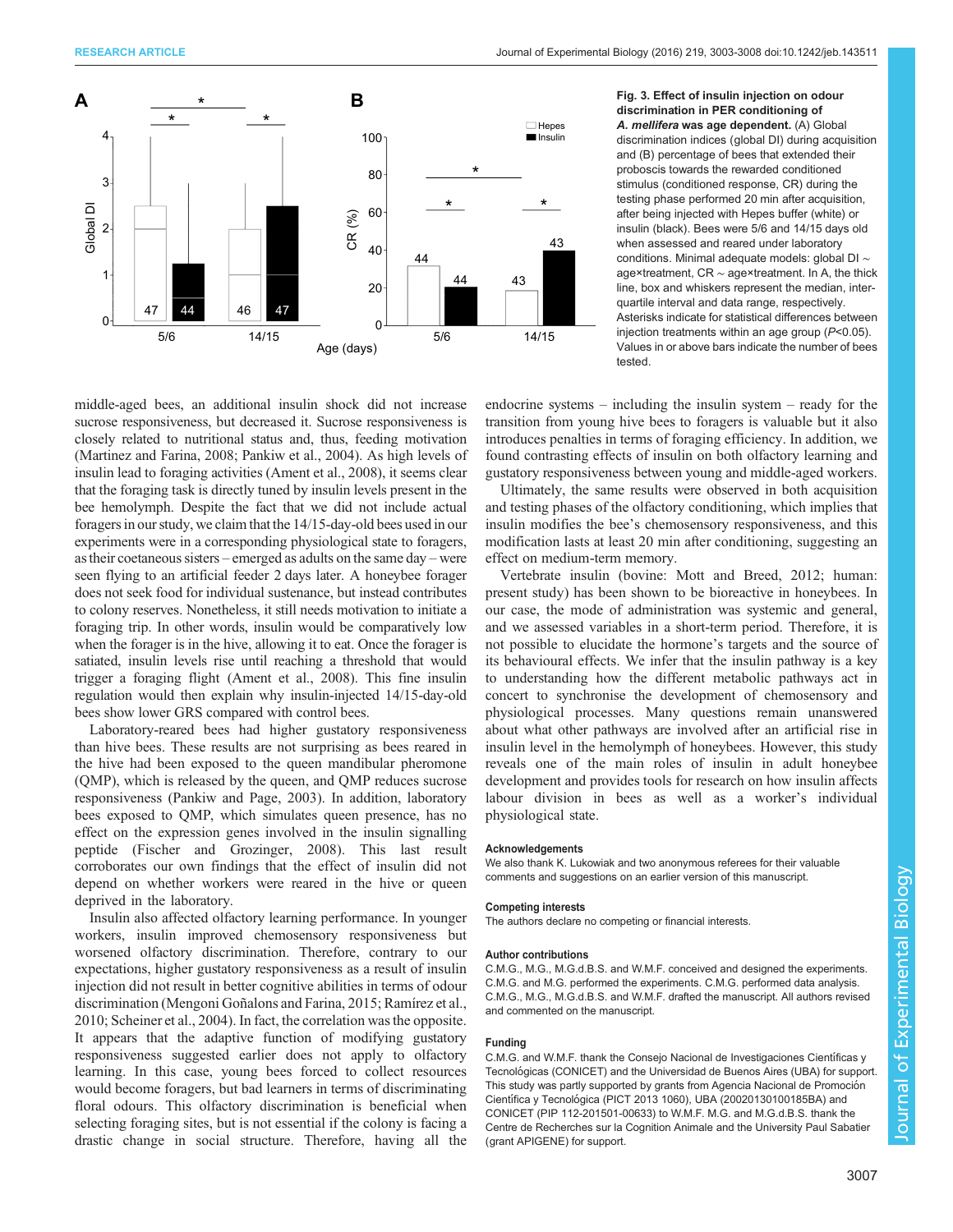**Fig. 3. Effect of insulin injection on odour discrimination in PER conditioning of *A. mellifera* was age dependent.** (A) Global discrimination indices (global DI) during acquisition and (B) percentage of bees that extended their proboscis towards the rewarded conditioned stimulus (conditioned response, CR) during the testing phase performed 20 min after acquisition, after being injected with Hepes buffer (white) or insulin (black). Bees were 5/6 and 14/15 days old when assessed and reared under laboratory conditions. Minimal adequate models: global DI ~ age×treatment, CR ~ age×treatment. In A, the thick line, box and whiskers represent the median, inter-quartile interval and data range, respectively. Asterisks indicate for statistical differences between injection treatments within an age group ($P<0.05$). Values in or above bars indicate the number of bees tested.

middle-aged bees, an additional insulin shock did not increase sucrose responsiveness, but decreased it. Sucrose responsiveness is closely related to nutritional status and, thus, feeding motivation (Martinez and Farina, 2008; Pankiw et al., 2004). As high levels of insulin lead to foraging activities (Ament et al., 2008), it seems clear that the foraging task is directly tuned by insulin levels present in the bee hemolymph. Despite the fact that we did not include actual foragers in our study, we claim that the 14/15-day-old bees used in our experiments were in a corresponding physiological state to foragers, as their coetaneous sisters – emerged as adults on the same day – were seen flying to an artificial feeder 2 days later. A honeybee forager does not seek food for individual sustenance, but instead contributes to colony reserves. Nonetheless, it still needs motivation to initiate a foraging trip. In other words, insulin would be comparatively low when the forager is in the hive, allowing it to eat. Once the forager is satiated, insulin levels rise until reaching a threshold that would trigger a foraging flight (Ament et al., 2008). This fine insulin regulation would then explain why insulin-injected 14/15-day-old bees show lower GRS compared with control bees.

Laboratory-reared bees had higher gustatory responsiveness than hive bees. These results are not surprising as bees reared in the hive had been exposed to the queen mandibular pheromone (QMP), which is released by the queen, and QMP reduces sucrose responsiveness (Pankiw and Page, 2003). In addition, laboratory bees exposed to QMP, which simulates queen presence, has no effect on the expression genes involved in the insulin signalling peptide (Fischer and Grozinger, 2008). This last result corroborates our own findings that the effect of insulin did not depend on whether workers were reared in the hive or queen deprived in the laboratory.

Insulin also affected olfactory learning performance. In younger workers, insulin improved chemosensory responsiveness but worsened olfactory discrimination. Therefore, contrary to our expectations, higher gustatory responsiveness as a result of insulin injection did not result in better cognitive abilities in terms of odour discrimination (Mengoni Goñalons and Farina, 2015; Ramírez et al., 2010; Scheiner et al., 2004). In fact, the correlation was the opposite. It appears that the adaptive function of modifying gustatory responsiveness suggested earlier does not apply to olfactory learning. In this case, young bees forced to collect resources would become foragers, but bad learners in terms of discriminating floral odours. This olfactory discrimination is beneficial when selecting foraging sites, but is not essential if the colony is facing a drastic change in social structure. Therefore, having all the endocrine systems – including the insulin system – ready for the transition from young hive bees to foragers is valuable but it also introduces penalties in terms of foraging efficiency. In addition, we found contrasting effects of insulin on both olfactory learning and gustatory responsiveness between young and middle-aged workers.

Ultimately, the same results were observed in both acquisition and testing phases of the olfactory conditioning, which implies that insulin modifies the bee's chemosensory responsiveness, and this modification lasts at least 20 min after conditioning, suggesting an effect on medium-term memory.

Vertebrate insulin (bovine: Mott and Breed, 2012; human: present study) has been shown to be bioreactive in honeybees. In our case, the mode of administration was systemic and general, and we assessed variables in a short-term period. Therefore, it is not possible to elucidate the hormone's targets and the source of its behavioural effects. We infer that the insulin pathway is a key to understanding how the different metabolic pathways act in concert to synchronise the development of chemosensory and physiological processes. Many questions remain unanswered about what other pathways are involved after an artificial rise in insulin level in the hemolymph of honeybees. However, this study reveals one of the main roles of insulin in adult honeybee development and provides tools for research on how insulin affects labour division in bees as well as a worker's individual physiological state.

#### Acknowledgements

We also thank K. Lukowiak and two anonymous referees for their valuable comments and suggestions on an earlier version of this manuscript.

#### Competing interests

The authors declare no competing or financial interests.

#### Author contributions

C.M.G., M.G., M.G.d.B.S. and W.M.F. conceived and designed the experiments. C.M.G. and M.G. performed the experiments. C.M.G. performed data analysis. C.M.G., M.G., M.G.d.B.S. and W.M.F. drafted the manuscript. All authors revised and commented on the manuscript.

#### Funding

C.M.G. and W.M.F. thank the Consejo Nacional de Investigaciones Científicas y Tecnológicas (CONICET) and the Universidad de Buenos Aires (UBA) for support. This study was partly supported by grants from Agencia Nacional de Promoción Científica y Tecnológica (PICT 2013 1060), UBA (20020130100185BA) and CONICET (PIP 112-201501-00633) to W.M.F. M.G. and M.G.d.B.S. thank the Centre de Recherches sur la Cognition Animale and the University Paul Sabatier (grant APIGENE) for support.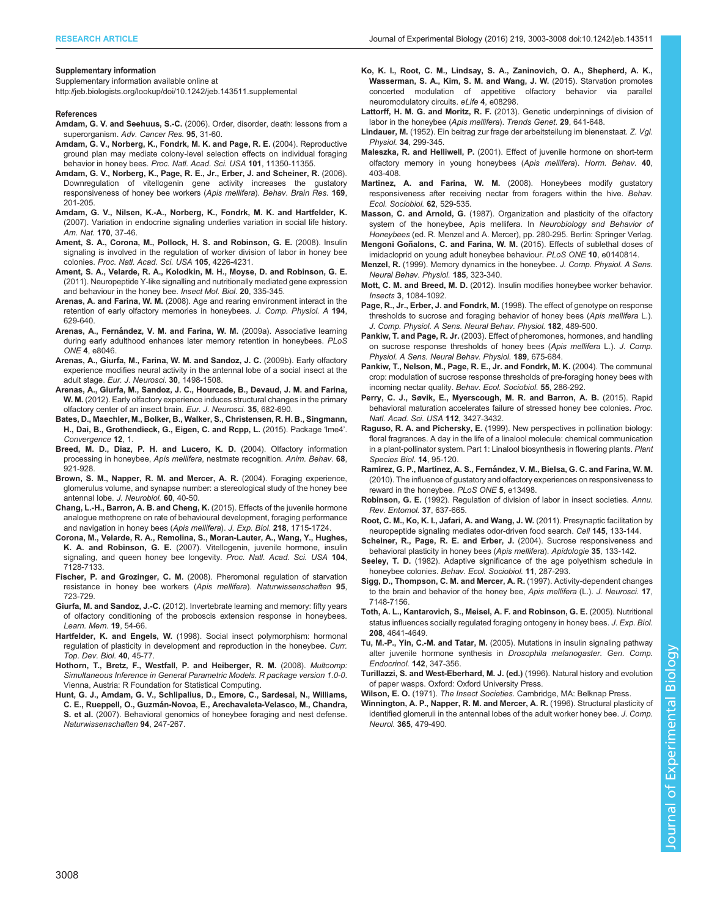#### Supplementary information

Supplementary information available online at http://jeb.biologists.org/lookup/doi/10.1242/jeb.143511.supplemental

#### References

**Amdam, G. V. and Seehuus, S.-C.** (2006). Order, disorder, death: lessons from a superorganism. *Adv. Cancer Res.* **95**, 31-60.

**Amdam, G. V., Norberg, K., Fondrk, M. K. and Page, R. E.** (2004). Reproductive ground plan may mediate colony-level selection effects on individual foraging behavior in honey bees. *Proc. Natl. Acad. Sci. USA* **101**, 11350-11355.

**Amdam, G. V., Norberg, K., Page, R. E., Jr., Erber, J. and Scheiner, R.** (2006). Downregulation of vitellogenin gene activity increases the gustatory responsiveness of honey bee workers (*Apis mellifera*). *Behav. Brain Res.* **169**, 201-205.

**Amdam, G. V., Nilsen, K.-A., Norberg, K., Fondrk, M. K. and Hartfelder, K.** (2007). Variation in endocrine signaling underlies variation in social life history. *Am. Nat.* **170**, 37-46.

**Ament, S. A., Corona, M., Pollock, H. S. and Robinson, G. E.** (2008). Insulin signaling is involved in the regulation of worker division of labor in honey bee colonies. *Proc. Natl. Acad. Sci. USA* **105**, 4226-4231.

**Ament, S. A., Velarde, R. A., Kolodkin, M. H., Moyse, D. and Robinson, G. E.** (2011). Neuropeptide Y-like signalling and nutritionally mediated gene expression and behaviour in the honey bee. *Insect Mol. Biol.* **20**, 335-345.

**Arenas, A. and Farina, W. M.** (2008). Age and rearing environment interact in the retention of early olfactory memories in honeybees. *J. Comp. Physiol. A* **194**, 629-640.

**Arenas, A., Fernández, V. M. and Farina, W. M.** (2009a). Associative learning during early adulthood enhances later memory retention in honeybees. *PLoS ONE* **4**, e8046.

**Arenas, A., Giurfa, M., Farina, W. M. and Sandoz, J. C.** (2009b). Early olfactory experience modifies neural activity in the antennal lobe of a social insect at the adult stage. *Eur. J. Neurosci.* **30**, 1498-1508.

**Arenas, A., Giurfa, M., Sandoz, J. C., Hourcade, B., Devaud, J. M. and Farina, W. M.** (2012). Early olfactory experience induces structural changes in the primary olfactory center of an insect brain. *Eur. J. Neurosci.* **35**, 682-690.

**Bates, D., Maechler, M., Bolker, B., Walker, S., Christensen, R. H. B., Singmann, H., Dai, B., Grothendieck, G., Eigen, C. and Rcpp, L.** (2015). Package 'lme4'. *Convergence* **12**, 1.

**Breed, M. D., Diaz, P. H. and Lucero, K. D.** (2004). Olfactory information processing in honeybee, *Apis mellifera*, nestmate recognition. *Anim. Behav.* **68**, 921-928.

**Brown, S. M., Napper, R. M. and Mercer, A. R.** (2004). Foraging experience, glomerulus volume, and synapse number: a stereological study of the honey bee antennal lobe. *J. Neurobiol.* **60**, 40-50.

**Chang, L.-H., Barron, A. B. and Cheng, K.** (2015). Effects of the juvenile hormone analogue methoprene on rate of behavioural development, foraging performance and navigation in honey bees (*Apis mellifera*). *J. Exp. Biol.* **218**, 1715-1724.

**Corona, M., Velarde, R. A., Remolina, S., Moran-Lauter, A., Wang, Y., Hughes, K. A. and Robinson, G. E.** (2007). Vitellogenin, juvenile hormone, insulin signaling, and queen honey bee longevity. *Proc. Natl. Acad. Sci. USA* **104**, 7128-7133.

**Fischer, P. and Grozinger, C. M.** (2008). Pheromonal regulation of starvation resistance in honey bee workers (*Apis mellifera*). *Naturwissenschaften* **95**, 723-729.

**Giurfa, M. and Sandoz, J.-C.** (2012). Invertebrate learning and memory: fifty years of olfactory conditioning of the proboscis extension response in honeybees. *Learn. Mem.* **19**, 54-66.

**Hartfelder, K. and Engels, W.** (1998). Social insect polymorphism: hormonal regulation of plasticity in development and reproduction in the honeybee. *Curr. Top. Dev. Biol.* **40**, 45-77.

**Hothorn, T., Bretz, F., Westfall, P. and Heiberger, R. M.** (2008). *Multcomp: Simultaneous Inference in General Parametric Models. R package version 1.0-0*. Vienna, Austria: R Foundation for Statistical Computing.

**Hunt, G. J., Amdam, G. V., Schlipalius, D., Emore, C., Sardesai, N., Williams, C. E., Rueppell, O., Guzmán-Novoa, E., Arechavaleta-Velasco, M., Chandra, S. et al.** (2007). Behavioral genomics of honeybee foraging and nest defense. *Naturwissenschaften* **94**, 247-267.

**Ko, K. I., Root, C. M., Lindsay, S. A., Zaninovich, O. A., Shepherd, A. K., Wasserman, S. A., Kim, S. M. and Wang, J. W.** (2015). Starvation promotes concerted modulation of appetitive olfactory behavior via parallel neuromodulatory circuits. *eLife* **4**, e08298.

**Lattorff, H. M. G. and Moritz, R. F.** (2013). Genetic underpinnings of division of labor in the honeybee (*Apis mellifera*). *Trends Genet.* **29**, 641-648.

**Lindauer, M.** (1952). Ein beitrag zur frage der arbeitsteilung im bienenstaat. *Z. Vgl. Physiol.* **34**, 299-345.

**Maleszka, R. and Helliwell, P.** (2001). Effect of juvenile hormone on short-term olfactory memory in young honeybees (*Apis mellifera*). *Horm. Behav.* **40**, 403-408.

**Martinez, A. and Farina, W. M.** (2008). Honeybees modify gustatory responsiveness after receiving nectar from foragers within the hive. *Behav. Ecol. Sociobiol.* **62**, 529-535.

**Masson, C. and Arnold, G.** (1987). Organization and plasticity of the olfactory system of the honeybee, Apis mellifera. In *Neurobiology and Behavior of Honeybees* (ed. R. Menzel and A. Mercer), pp. 280-295. Berlin: Springer Verlag.

**Mengoni Goñalons, C. and Farina, W. M.** (2015). Effects of sublethal doses of imidacloprid on young adult honeybee behaviour. *PLoS ONE* **10**, e0140814.

**Menzel, R.** (1999). Memory dynamics in the honeybee. *J. Comp. Physiol. A Sens. Neural Behav. Physiol.* **185**, 323-340.

**Mott, C. M. and Breed, M. D.** (2012). Insulin modifies honeybee worker behavior. *Insects* **3**, 1084-1092.

**Page, R., Jr., Erber, J. and Fondrk, M.** (1998). The effect of genotype on response thresholds to sucrose and foraging behavior of honey bees (*Apis mellifera* L.). *J. Comp. Physiol. A Sens. Neural Behav. Physiol.* **182**, 489-500.

**Pankiw, T. and Page, R. Jr.** (2003). Effect of pheromones, hormones, and handling on sucrose response thresholds of honey bees (*Apis mellifera* L.). *J. Comp. Physiol. A Sens. Neural Behav. Physiol.* **189**, 675-684.

**Pankiw, T., Nelson, M., Page, R. E., Jr. and Fondrk, M. K.** (2004). The communal crop: modulation of sucrose response thresholds of pre-foraging honey bees with incoming nectar quality. *Behav. Ecol. Sociobiol.* **55**, 286-292.

**Perry, C. J., Søvik, E., Myerscough, M. R. and Barron, A. B.** (2015). Rapid behavioral maturation accelerates failure of stressed honey bee colonies. *Proc. Natl. Acad. Sci. USA* **112**, 3427-3432.

**Raguso, R. A. and Pichersky, E.** (1999). New perspectives in pollination biology: floral fragrances. A day in the life of a linalool molecule: chemical communication in a plant-pollinator system. Part 1: Linalool biosynthesis in flowering plants. *Plant Species Biol.* **14**, 95-120.

**Ramírez, G. P., Martínez, A. S., Fernández, V. M., Bielsa, G. C. and Farina, W. M.** (2010). The influence of gustatory and olfactory experiences on responsiveness to reward in the honeybee. *PLoS ONE* **5**, e13498.

**Robinson, G. E.** (1992). Regulation of division of labor in insect societies. *Annu. Rev. Entomol.* **37**, 637-665.

**Root, C. M., Ko, K. I., Jafari, A. and Wang, J. W.** (2011). Presynaptic facilitation by neuropeptide signaling mediates odor-driven food search. *Cell* **145**, 133-144.

**Scheiner, R., Page, R. E. and Erber, J.** (2004). Sucrose responsiveness and behavioral plasticity in honey bees (*Apis mellifera*). *Apidologie* **35**, 133-142.

**Seeley, T. D.** (1982). Adaptive significance of the age polyethism schedule in honeybee colonies. *Behav. Ecol. Sociobiol.* **11**, 287-293.

**Sigg, D., Thompson, C. M. and Mercer, A. R.** (1997). Activity-dependent changes to the brain and behavior of the honey bee, *Apis mellifera* (L.). *J. Neurosci.* **17**, 7148-7156.

**Toth, A. L., Kantarovich, S., Meisel, A. F. and Robinson, G. E.** (2005). Nutritional status influences socially regulated foraging ontogeny in honey bees. *J. Exp. Biol.* **208**, 4641-4649.

**Tu, M.-P., Yin, C.-M. and Tatar, M.** (2005). Mutations in insulin signaling pathway alter juvenile hormone synthesis in *Drosophila melanogaster*. *Gen. Comp. Endocrinol.* **142**, 347-356.

**Turillazzi, S. and West-Eberhard, M. J. (ed.)** (1996). Natural history and evolution of paper wasps. Oxford: Oxford University Press.

**Wilson, E. O.** (1971). *The Insect Societies*. Cambridge, MA: Belknap Press.

**Winnington, A. P., Napper, R. M. and Mercer, A. R.** (1996). Structural plasticity of identified glomeruli in the antennal lobes of the adult worker honey bee. *J. Comp. Neurol.* **365**, 479-490.